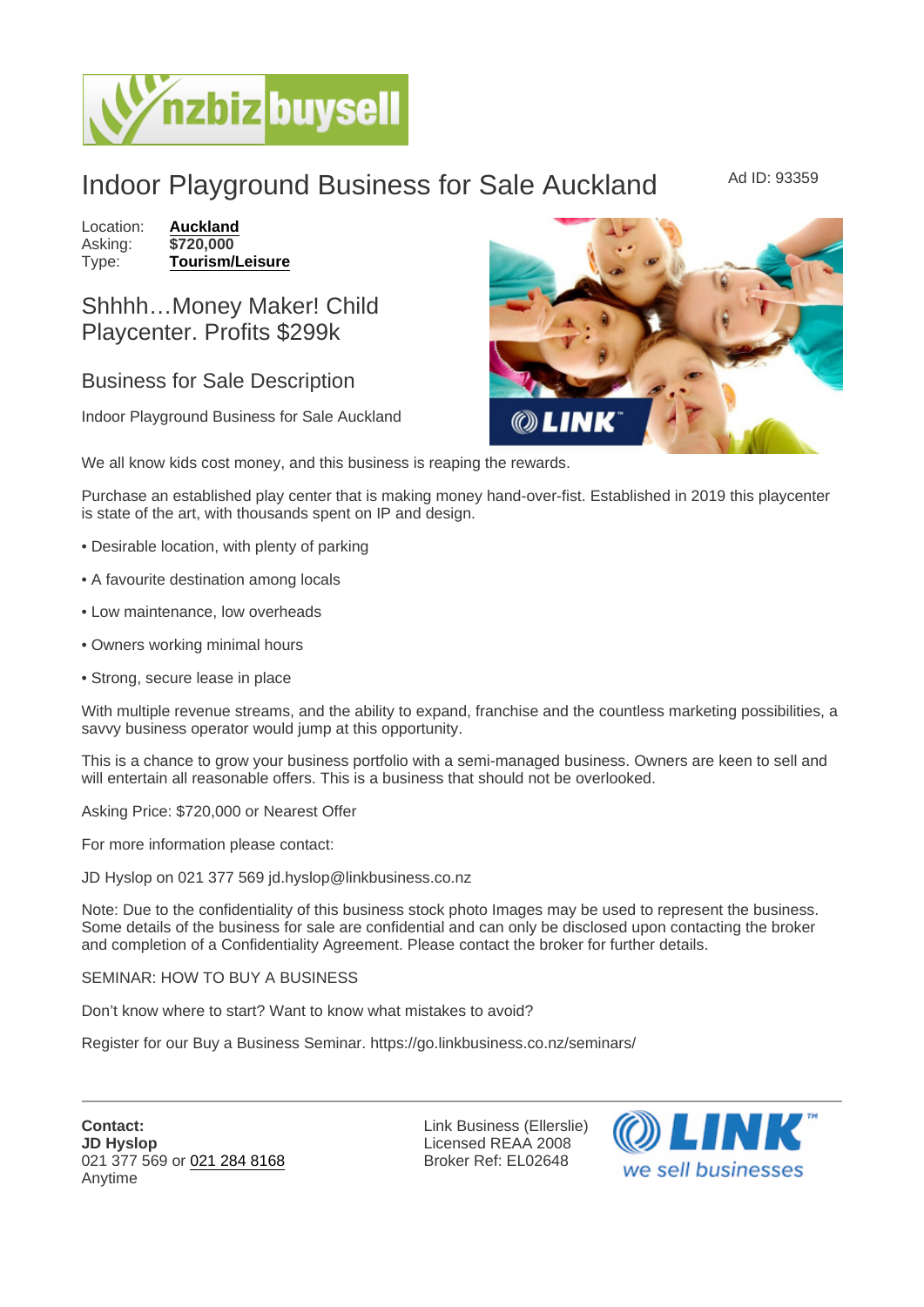# Indoor Playground Business for Sale Auckland

Ad ID: 93359

Location: **Auckland**
Asking: **$720,000**
Type: **Tourism/Leisure**

## Shhhh…Money Maker! Child Playcenter. Profits $299k

## Business for Sale Description

Indoor Playground Business for Sale Auckland

We all know kids cost money, and this business is reaping the rewards.

Purchase an established play center that is making money hand-over-fist. Established in 2019 this playcenter is state of the art, with thousands spent on IP and design.

• Desirable location, with plenty of parking

• A favourite destination among locals

• Low maintenance, low overheads

• Owners working minimal hours

• Strong, secure lease in place

With multiple revenue streams, and the ability to expand, franchise and the countless marketing possibilities, a savvy business operator would jump at this opportunity.

This is a chance to grow your business portfolio with a semi-managed business. Owners are keen to sell and will entertain all reasonable offers. This is a business that should not be overlooked.

Asking Price: $720,000 or Nearest Offer

For more information please contact:

JD Hyslop on 021 377 569 jd.hyslop@linkbusiness.co.nz

Note: Due to the confidentiality of this business stock photo Images may be used to represent the business. Some details of the business for sale are confidential and can only be disclosed upon contacting the broker and completion of a Confidentiality Agreement. Please contact the broker for further details.

SEMINAR: HOW TO BUY A BUSINESS

Don't know where to start? Want to know what mistakes to avoid?

Register for our Buy a Business Seminar. https://go.linkbusiness.co.nz/seminars/

---

**Contact:**
**JD Hyslop**
021 377 569 or 021 284 8168
Anytime

Link Business (Ellerslie)
Licensed REAA 2008
Broker Ref: EL02648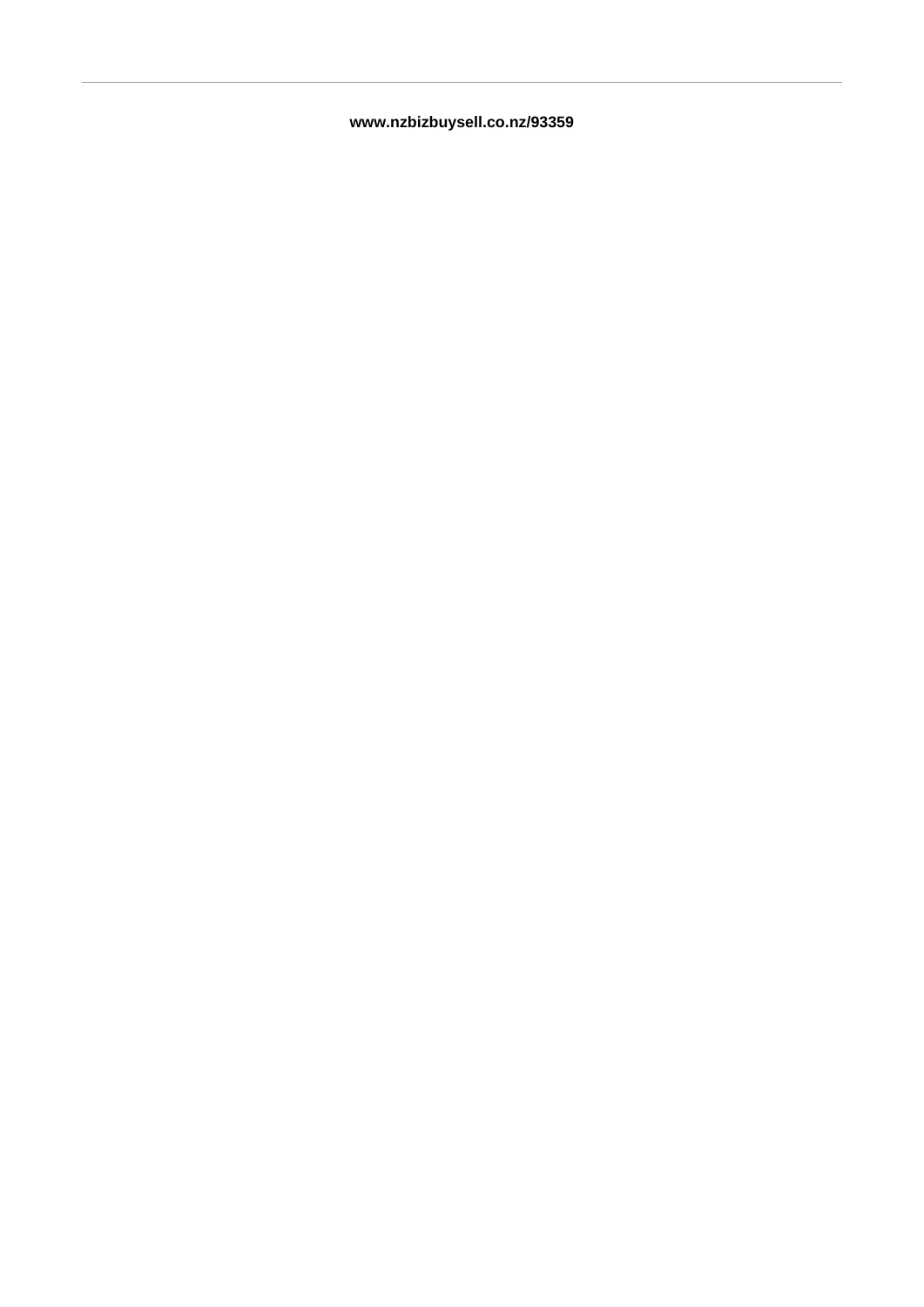**www.nzbizbuysell.co.nz/93359**